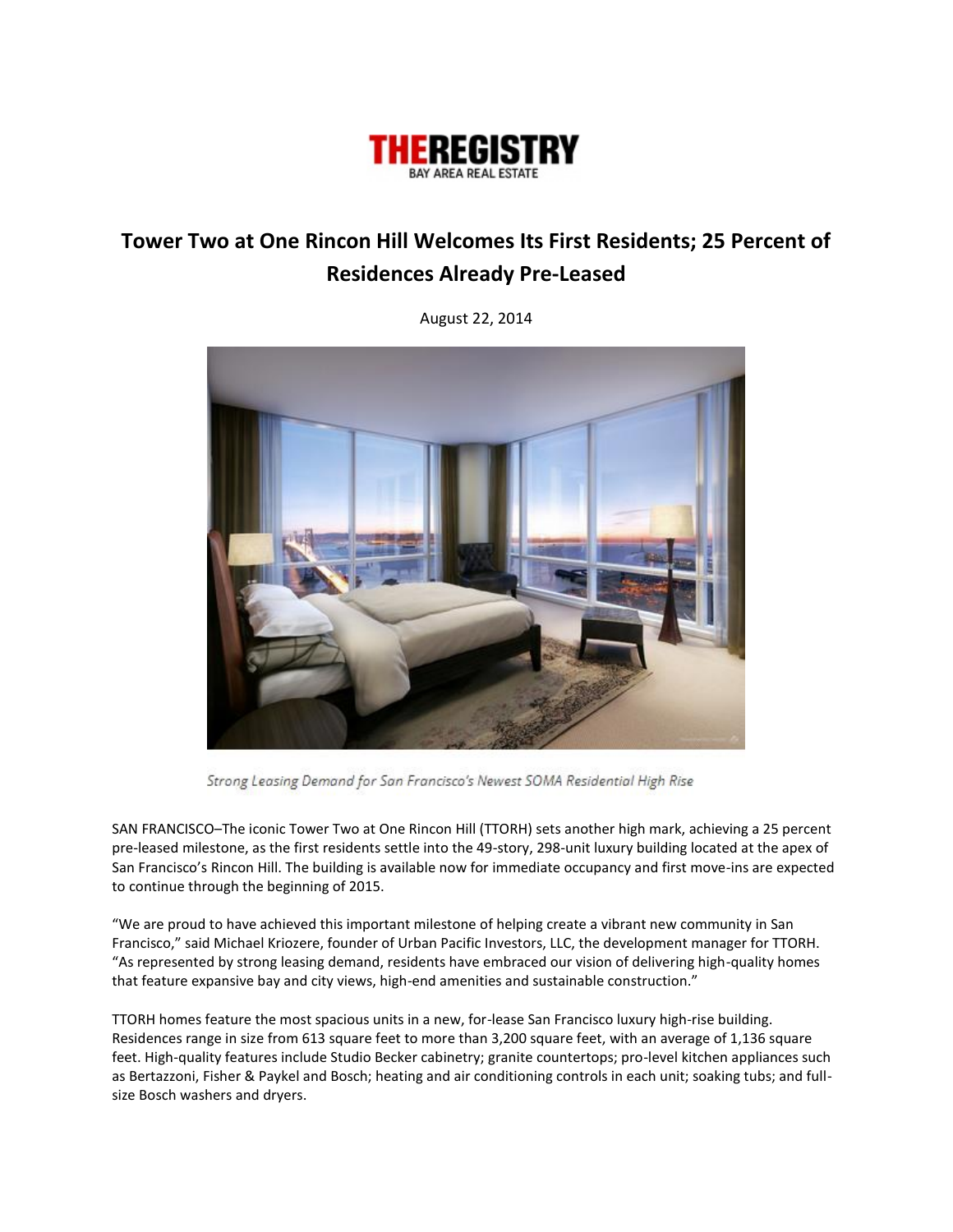**THEREGISTRY**
BAY AREA REAL ESTATE

# Tower Two at One Rincon Hill Welcomes Its First Residents; 25 Percent of Residences Already Pre-Leased

August 22, 2014

*Strong Leasing Demand for San Francisco's Newest SOMA Residential High Rise*

SAN FRANCISCO–The iconic Tower Two at One Rincon Hill (TTORH) sets another high mark, achieving a 25 percent pre-leased milestone, as the first residents settle into the 49-story, 298-unit luxury building located at the apex of San Francisco's Rincon Hill. The building is available now for immediate occupancy and first move-ins are expected to continue through the beginning of 2015.

"We are proud to have achieved this important milestone of helping create a vibrant new community in San Francisco," said Michael Kriozere, founder of Urban Pacific Investors, LLC, the development manager for TTORH. "As represented by strong leasing demand, residents have embraced our vision of delivering high-quality homes that feature expansive bay and city views, high-end amenities and sustainable construction."

TTORH homes feature the most spacious units in a new, for-lease San Francisco luxury high-rise building. Residences range in size from 613 square feet to more than 3,200 square feet, with an average of 1,136 square feet. High-quality features include Studio Becker cabinetry; granite countertops; pro-level kitchen appliances such as Bertazzoni, Fisher & Paykel and Bosch; heating and air conditioning controls in each unit; soaking tubs; and full-size Bosch washers and dryers.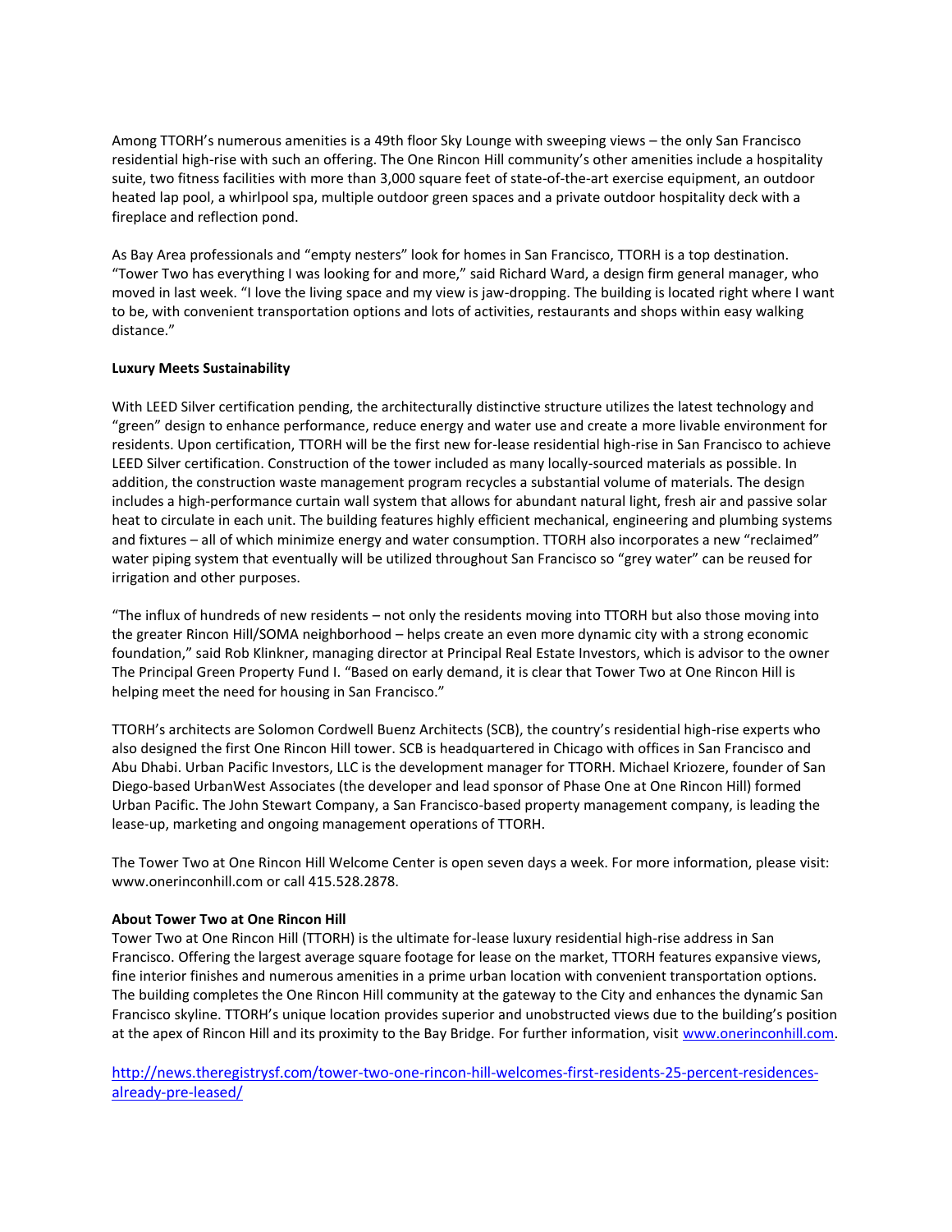Among TTORH's numerous amenities is a 49th floor Sky Lounge with sweeping views – the only San Francisco residential high-rise with such an offering. The One Rincon Hill community's other amenities include a hospitality suite, two fitness facilities with more than 3,000 square feet of state-of-the-art exercise equipment, an outdoor heated lap pool, a whirlpool spa, multiple outdoor green spaces and a private outdoor hospitality deck with a fireplace and reflection pond.

As Bay Area professionals and "empty nesters" look for homes in San Francisco, TTORH is a top destination. "Tower Two has everything I was looking for and more," said Richard Ward, a design firm general manager, who moved in last week. "I love the living space and my view is jaw-dropping. The building is located right where I want to be, with convenient transportation options and lots of activities, restaurants and shops within easy walking distance."

**Luxury Meets Sustainability**

With LEED Silver certification pending, the architecturally distinctive structure utilizes the latest technology and "green" design to enhance performance, reduce energy and water use and create a more livable environment for residents. Upon certification, TTORH will be the first new for-lease residential high-rise in San Francisco to achieve LEED Silver certification. Construction of the tower included as many locally-sourced materials as possible. In addition, the construction waste management program recycles a substantial volume of materials. The design includes a high-performance curtain wall system that allows for abundant natural light, fresh air and passive solar heat to circulate in each unit. The building features highly efficient mechanical, engineering and plumbing systems and fixtures – all of which minimize energy and water consumption. TTORH also incorporates a new "reclaimed" water piping system that eventually will be utilized throughout San Francisco so "grey water" can be reused for irrigation and other purposes.

"The influx of hundreds of new residents – not only the residents moving into TTORH but also those moving into the greater Rincon Hill/SOMA neighborhood – helps create an even more dynamic city with a strong economic foundation," said Rob Klinkner, managing director at Principal Real Estate Investors, which is advisor to the owner The Principal Green Property Fund I. "Based on early demand, it is clear that Tower Two at One Rincon Hill is helping meet the need for housing in San Francisco."

TTORH's architects are Solomon Cordwell Buenz Architects (SCB), the country's residential high-rise experts who also designed the first One Rincon Hill tower. SCB is headquartered in Chicago with offices in San Francisco and Abu Dhabi. Urban Pacific Investors, LLC is the development manager for TTORH. Michael Kriozere, founder of San Diego-based UrbanWest Associates (the developer and lead sponsor of Phase One at One Rincon Hill) formed Urban Pacific. The John Stewart Company, a San Francisco-based property management company, is leading the lease-up, marketing and ongoing management operations of TTORH.

The Tower Two at One Rincon Hill Welcome Center is open seven days a week. For more information, please visit: www.onerinconhill.com or call 415.528.2878.

**About Tower Two at One Rincon Hill**

Tower Two at One Rincon Hill (TTORH) is the ultimate for-lease luxury residential high-rise address in San Francisco. Offering the largest average square footage for lease on the market, TTORH features expansive views, fine interior finishes and numerous amenities in a prime urban location with convenient transportation options. The building completes the One Rincon Hill community at the gateway to the City and enhances the dynamic San Francisco skyline. TTORH's unique location provides superior and unobstructed views due to the building's position at the apex of Rincon Hill and its proximity to the Bay Bridge. For further information, visit www.onerinconhill.com.

http://news.theregistrysf.com/tower-two-one-rincon-hill-welcomes-first-residents-25-percent-residences-already-pre-leased/